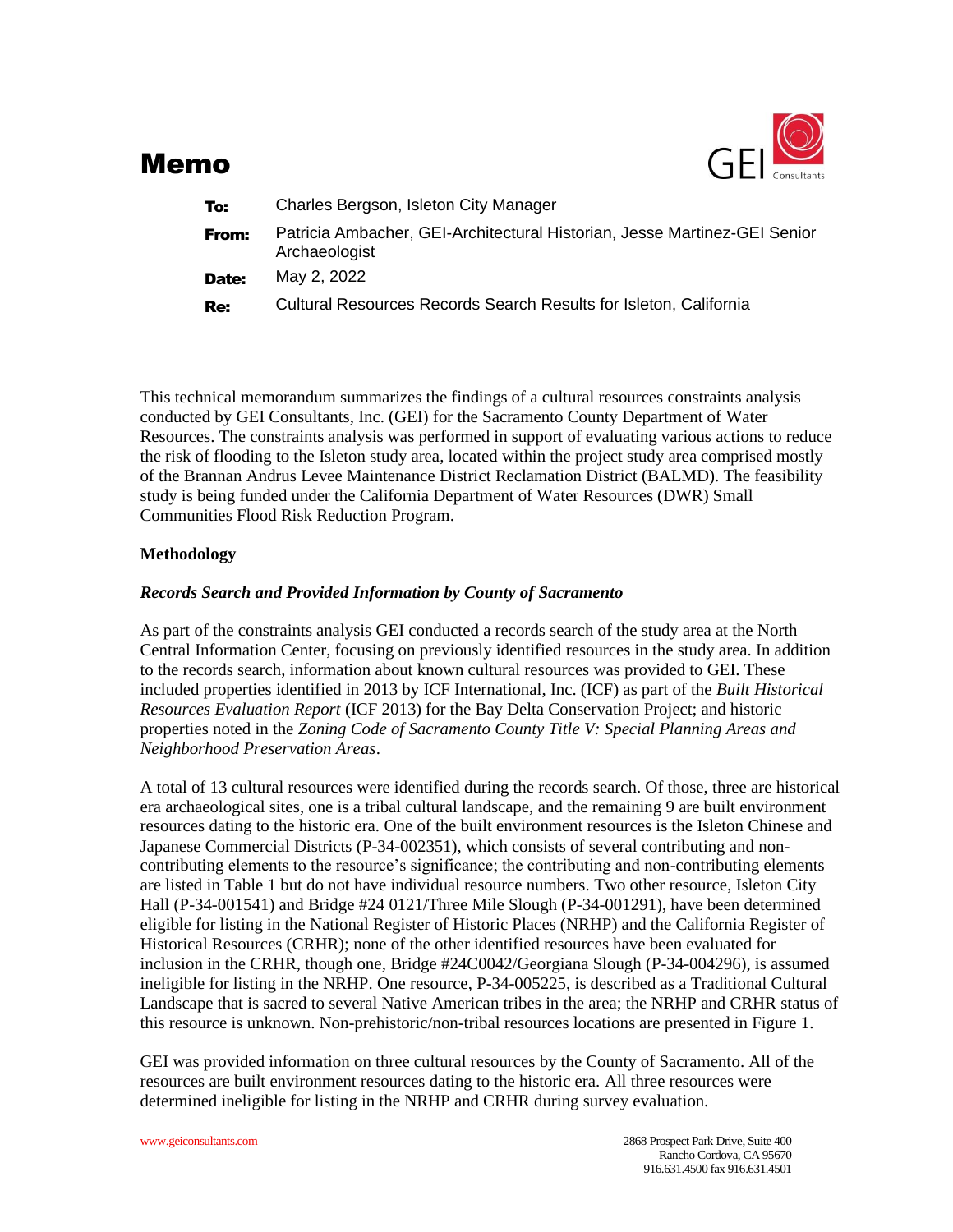# Memo

| | |
|---|---|
| **To:** | Charles Bergson, Isleton City Manager |
| **From:** | Patricia Ambacher, GEI-Architectural Historian, Jesse Martinez-GEI Senior Archaeologist |
| **Date:** | May 2, 2022 |
| **Re:** | Cultural Resources Records Search Results for Isleton, California |

This technical memorandum summarizes the findings of a cultural resources constraints analysis conducted by GEI Consultants, Inc. (GEI) for the Sacramento County Department of Water Resources. The constraints analysis was performed in support of evaluating various actions to reduce the risk of flooding to the Isleton study area, located within the project study area comprised mostly of the Brannan Andrus Levee Maintenance District Reclamation District (BALMD). The feasibility study is being funded under the California Department of Water Resources (DWR) Small Communities Flood Risk Reduction Program.

**Methodology**

***Records Search and Provided Information by County of Sacramento***

As part of the constraints analysis GEI conducted a records search of the study area at the North Central Information Center, focusing on previously identified resources in the study area. In addition to the records search, information about known cultural resources was provided to GEI. These included properties identified in 2013 by ICF International, Inc. (ICF) as part of the *Built Historical Resources Evaluation Report* (ICF 2013) for the Bay Delta Conservation Project; and historic properties noted in the *Zoning Code of Sacramento County Title V: Special Planning Areas and Neighborhood Preservation Areas*.

A total of 13 cultural resources were identified during the records search. Of those, three are historical era archaeological sites, one is a tribal cultural landscape, and the remaining 9 are built environment resources dating to the historic era. One of the built environment resources is the Isleton Chinese and Japanese Commercial Districts (P-34-002351), which consists of several contributing and non-contributing elements to the resource's significance; the contributing and non-contributing elements are listed in Table 1 but do not have individual resource numbers. Two other resource, Isleton City Hall (P-34-001541) and Bridge #24 0121/Three Mile Slough (P-34-001291), have been determined eligible for listing in the National Register of Historic Places (NRHP) and the California Register of Historical Resources (CRHR); none of the other identified resources have been evaluated for inclusion in the CRHR, though one, Bridge #24C0042/Georgiana Slough (P-34-004296), is assumed ineligible for listing in the NRHP. One resource, P-34-005225, is described as a Traditional Cultural Landscape that is sacred to several Native American tribes in the area; the NRHP and CRHR status of this resource is unknown. Non-prehistoric/non-tribal resources locations are presented in Figure 1.

GEI was provided information on three cultural resources by the County of Sacramento. All of the resources are built environment resources dating to the historic era. All three resources were determined ineligible for listing in the NRHP and CRHR during survey evaluation.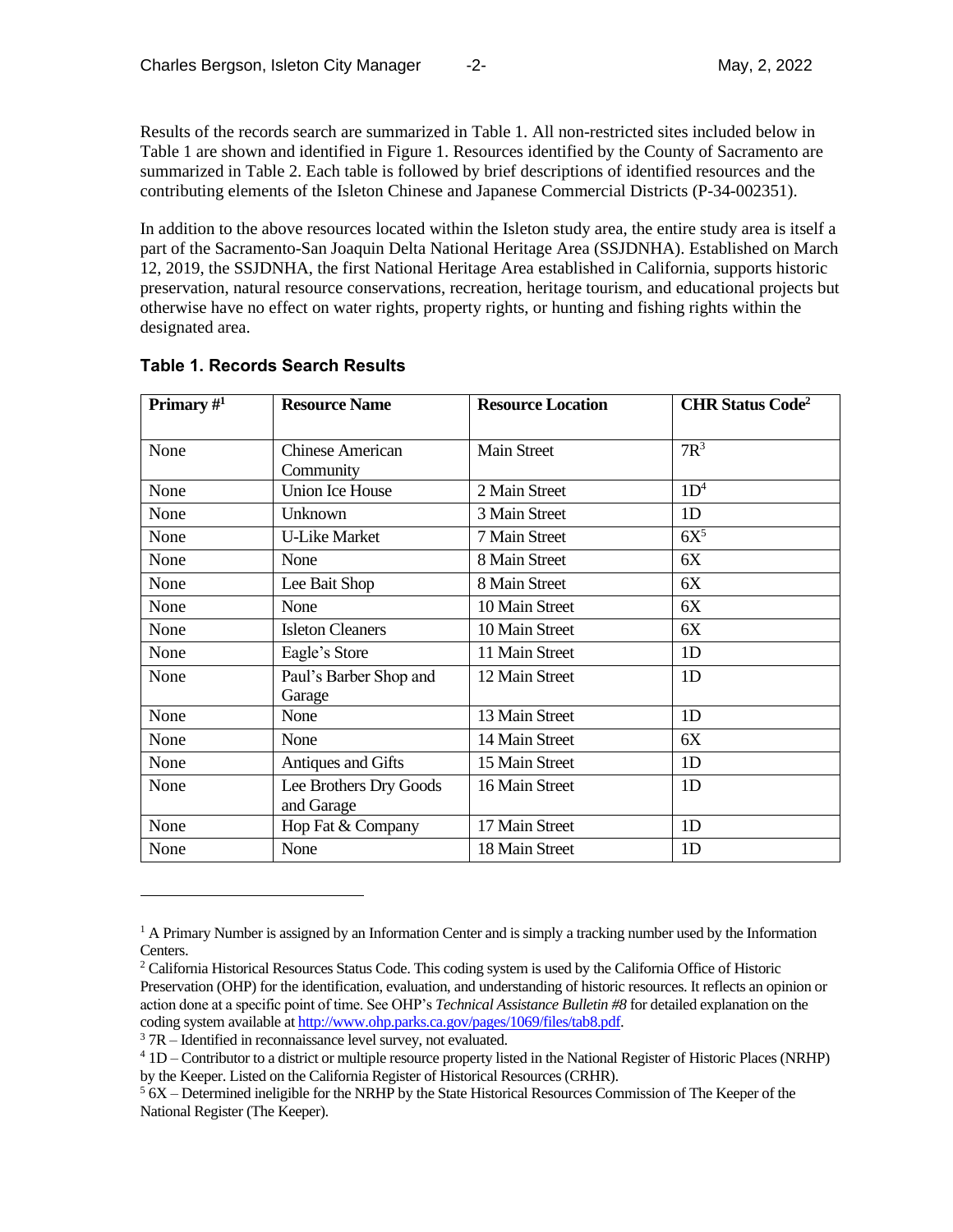Results of the records search are summarized in Table 1. All non-restricted sites included below in Table 1 are shown and identified in Figure 1. Resources identified by the County of Sacramento are summarized in Table 2. Each table is followed by brief descriptions of identified resources and the contributing elements of the Isleton Chinese and Japanese Commercial Districts (P-34-002351).

In addition to the above resources located within the Isleton study area, the entire study area is itself a part of the Sacramento-San Joaquin Delta National Heritage Area (SSJDNHA). Established on March 12, 2019, the SSJDNHA, the first National Heritage Area established in California, supports historic preservation, natural resource conservations, recreation, heritage tourism, and educational projects but otherwise have no effect on water rights, property rights, or hunting and fishing rights within the designated area.

**Table 1. Records Search Results**

| Primary #[1] | Resource Name | Resource Location | CHR Status Code[2] |
|---|---|---|---|
| None | Chinese American Community | Main Street | 7R[3] |
| None | Union Ice House | 2 Main Street | 1D[4] |
| None | Unknown | 3 Main Street | 1D |
| None | U-Like Market | 7 Main Street | 6X[5] |
| None | None | 8 Main Street | 6X |
| None | Lee Bait Shop | 8 Main Street | 6X |
| None | None | 10 Main Street | 6X |
| None | Isleton Cleaners | 10 Main Street | 6X |
| None | Eagle's Store | 11 Main Street | 1D |
| None | Paul's Barber Shop and Garage | 12 Main Street | 1D |
| None | None | 13 Main Street | 1D |
| None | None | 14 Main Street | 6X |
| None | Antiques and Gifts | 15 Main Street | 1D |
| None | Lee Brothers Dry Goods and Garage | 16 Main Street | 1D |
| None | Hop Fat & Company | 17 Main Street | 1D |
| None | None | 18 Main Street | 1D |

[1] A Primary Number is assigned by an Information Center and is simply a tracking number used by the Information Centers.

[2] California Historical Resources Status Code. This coding system is used by the California Office of Historic Preservation (OHP) for the identification, evaluation, and understanding of historic resources. It reflects an opinion or action done at a specific point of time. See OHP's *Technical Assistance Bulletin #8* for detailed explanation on the coding system available at http://www.ohp.parks.ca.gov/pages/1069/files/tab8.pdf.

[3] 7R – Identified in reconnaissance level survey, not evaluated.

[4] 1D – Contributor to a district or multiple resource property listed in the National Register of Historic Places (NRHP) by the Keeper. Listed on the California Register of Historical Resources (CRHR).

[5] 6X – Determined ineligible for the NRHP by the State Historical Resources Commission of The Keeper of the National Register (The Keeper).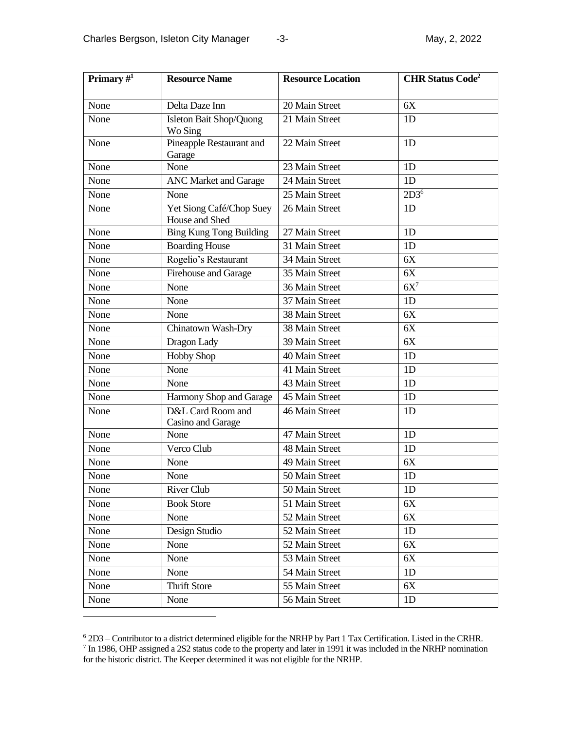| Primary #[1] | Resource Name | Resource Location | CHR Status Code[2] |
| --- | --- | --- | --- |
| None | Delta Daze Inn | 20 Main Street | 6X |
| None | Isleton Bait Shop/Quong Wo Sing | 21 Main Street | 1D |
| None | Pineapple Restaurant and Garage | 22 Main Street | 1D |
| None | None | 23 Main Street | 1D |
| None | ANC Market and Garage | 24 Main Street | 1D |
| None | None | 25 Main Street | 2D3[6] |
| None | Yet Siong Café/Chop Suey House and Shed | 26 Main Street | 1D |
| None | Bing Kung Tong Building | 27 Main Street | 1D |
| None | Boarding House | 31 Main Street | 1D |
| None | Rogelio's Restaurant | 34 Main Street | 6X |
| None | Firehouse and Garage | 35 Main Street | 6X |
| None | None | 36 Main Street | 6X[7] |
| None | None | 37 Main Street | 1D |
| None | None | 38 Main Street | 6X |
| None | Chinatown Wash-Dry | 38 Main Street | 6X |
| None | Dragon Lady | 39 Main Street | 6X |
| None | Hobby Shop | 40 Main Street | 1D |
| None | None | 41 Main Street | 1D |
| None | None | 43 Main Street | 1D |
| None | Harmony Shop and Garage | 45 Main Street | 1D |
| None | D&L Card Room and Casino and Garage | 46 Main Street | 1D |
| None | None | 47 Main Street | 1D |
| None | Verco Club | 48 Main Street | 1D |
| None | None | 49 Main Street | 6X |
| None | None | 50 Main Street | 1D |
| None | River Club | 50 Main Street | 1D |
| None | Book Store | 51 Main Street | 6X |
| None | None | 52 Main Street | 6X |
| None | Design Studio | 52 Main Street | 1D |
| None | None | 52 Main Street | 6X |
| None | None | 53 Main Street | 6X |
| None | None | 54 Main Street | 1D |
| None | Thrift Store | 55 Main Street | 6X |
| None | None | 56 Main Street | 1D |

[6] 2D3 – Contributor to a district determined eligible for the NRHP by Part 1 Tax Certification. Listed in the CRHR.

[7] In 1986, OHP assigned a 2S2 status code to the property and later in 1991 it was included in the NRHP nomination for the historic district. The Keeper determined it was not eligible for the NRHP.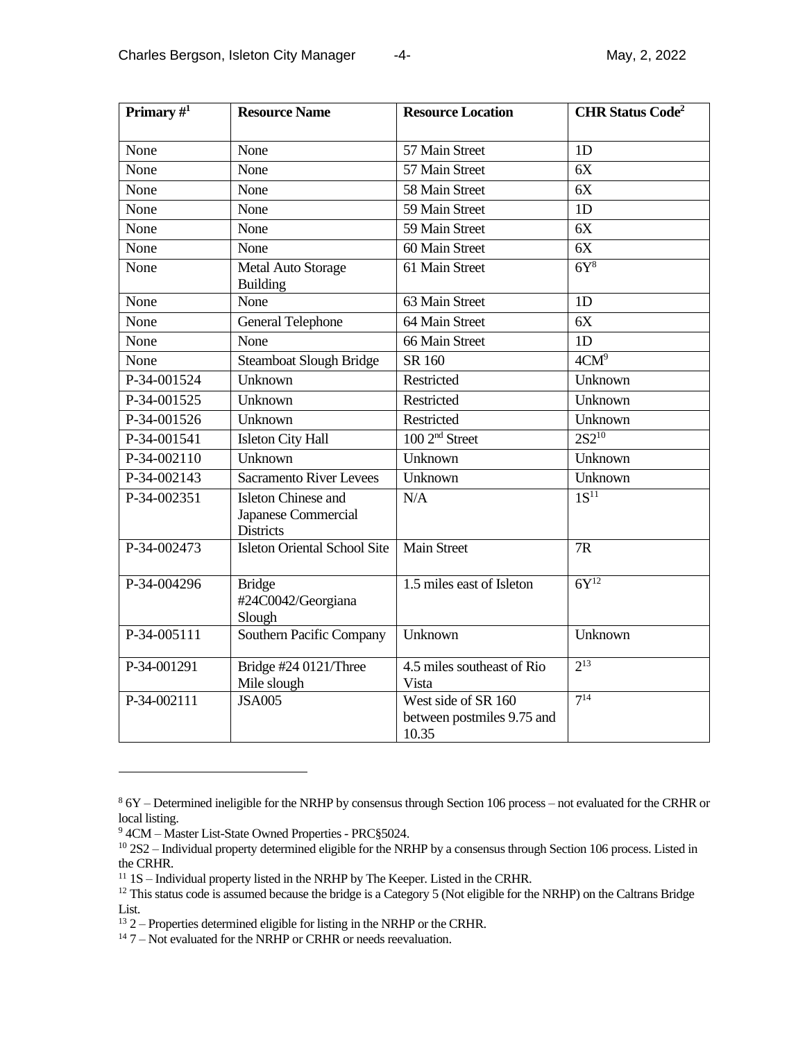| Primary #[1] | Resource Name | Resource Location | CHR Status Code[2] |
|---|---|---|---|
| None | None | 57 Main Street | 1D |
| None | None | 57 Main Street | 6X |
| None | None | 58 Main Street | 6X |
| None | None | 59 Main Street | 1D |
| None | None | 59 Main Street | 6X |
| None | None | 60 Main Street | 6X |
| None | Metal Auto Storage Building | 61 Main Street | 6Y[8] |
| None | None | 63 Main Street | 1D |
| None | General Telephone | 64 Main Street | 6X |
| None | None | 66 Main Street | 1D |
| None | Steamboat Slough Bridge | SR 160 | 4CM[9] |
| P-34-001524 | Unknown | Restricted | Unknown |
| P-34-001525 | Unknown | Restricted | Unknown |
| P-34-001526 | Unknown | Restricted | Unknown |
| P-34-001541 | Isleton City Hall | 100 2nd Street | 2S2[10] |
| P-34-002110 | Unknown | Unknown | Unknown |
| P-34-002143 | Sacramento River Levees | Unknown | Unknown |
| P-34-002351 | Isleton Chinese and Japanese Commercial Districts | N/A | 1S[11] |
| P-34-002473 | Isleton Oriental School Site | Main Street | 7R |
| P-34-004296 | Bridge #24C0042/Georgiana Slough | 1.5 miles east of Isleton | 6Y[12] |
| P-34-005111 | Southern Pacific Company | Unknown | Unknown |
| P-34-001291 | Bridge #24 0121/Three Mile slough | 4.5 miles southeast of Rio Vista | 2[13] |
| P-34-002111 | JSA005 | West side of SR 160 between postmiles 9.75 and 10.35 | 7[14] |

---

[8] 6Y – Determined ineligible for the NRHP by consensus through Section 106 process – not evaluated for the CRHR or local listing.

[9] 4CM – Master List-State Owned Properties - PRC§5024.

[10] 2S2 – Individual property determined eligible for the NRHP by a consensus through Section 106 process. Listed in the CRHR.

[11] 1S – Individual property listed in the NRHP by The Keeper. Listed in the CRHR.

[12] This status code is assumed because the bridge is a Category 5 (Not eligible for the NRHP) on the Caltrans Bridge List.

[13] 2 – Properties determined eligible for listing in the NRHP or the CRHR.

[14] 7 – Not evaluated for the NRHP or CRHR or needs reevaluation.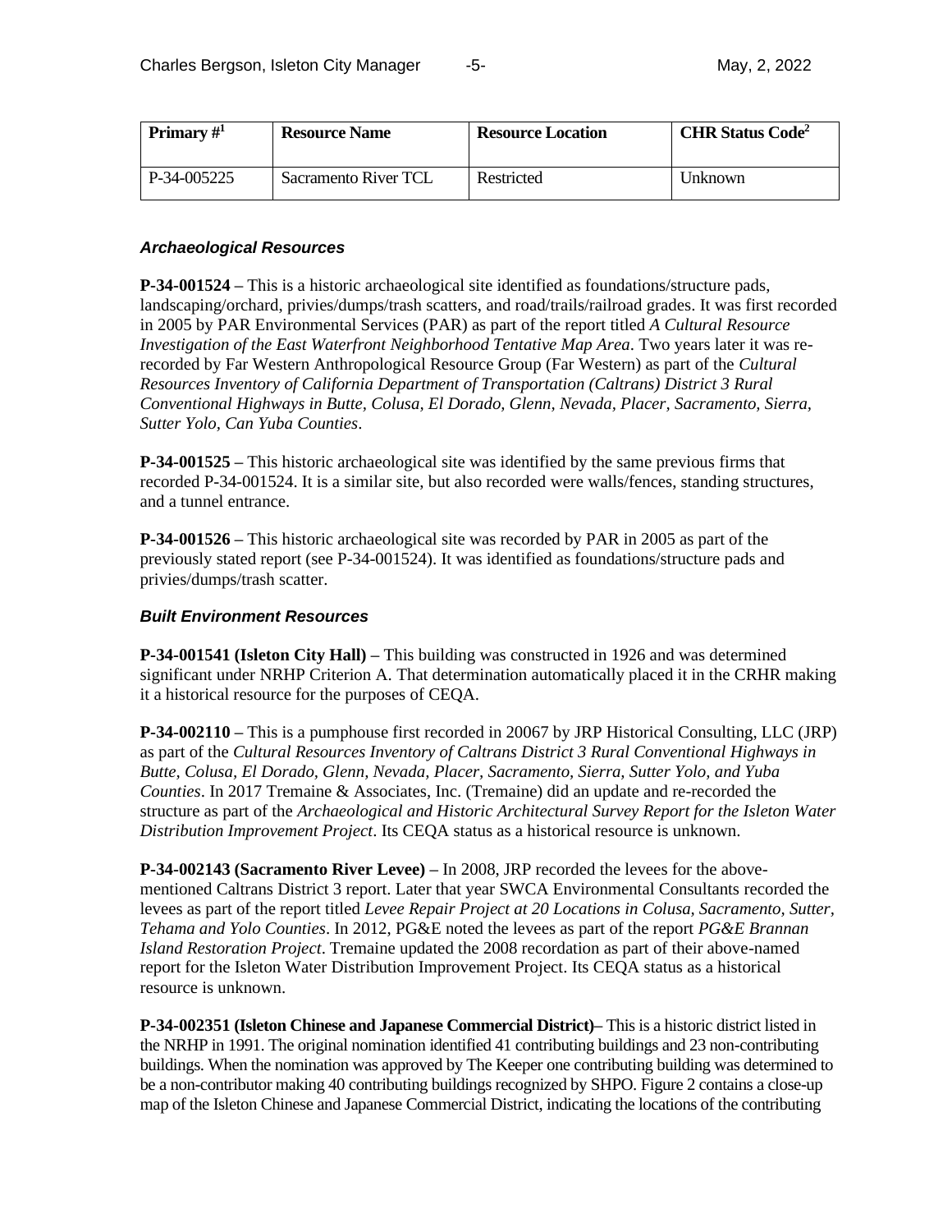| Primary #[1] | Resource Name | Resource Location | CHR Status Code[2] |
|---|---|---|---|
| P-34-005225 | Sacramento River TCL | Restricted | Unknown |

### *Archaeological Resources*

**P-34-001524 –** This is a historic archaeological site identified as foundations/structure pads, landscaping/orchard, privies/dumps/trash scatters, and road/trails/railroad grades. It was first recorded in 2005 by PAR Environmental Services (PAR) as part of the report titled *A Cultural Resource Investigation of the East Waterfront Neighborhood Tentative Map Area*. Two years later it was re-recorded by Far Western Anthropological Resource Group (Far Western) as part of the *Cultural Resources Inventory of California Department of Transportation (Caltrans) District 3 Rural Conventional Highways in Butte, Colusa, El Dorado, Glenn, Nevada, Placer, Sacramento, Sierra, Sutter Yolo, Can Yuba Counties*.

**P-34-001525 –** This historic archaeological site was identified by the same previous firms that recorded P-34-001524. It is a similar site, but also recorded were walls/fences, standing structures, and a tunnel entrance.

**P-34-001526 –** This historic archaeological site was recorded by PAR in 2005 as part of the previously stated report (see P-34-001524). It was identified as foundations/structure pads and privies/dumps/trash scatter.

### *Built Environment Resources*

**P-34-001541 (Isleton City Hall) –** This building was constructed in 1926 and was determined significant under NRHP Criterion A. That determination automatically placed it in the CRHR making it a historical resource for the purposes of CEQA.

**P-34-002110 –** This is a pumphouse first recorded in 20067 by JRP Historical Consulting, LLC (JRP) as part of the *Cultural Resources Inventory of Caltrans District 3 Rural Conventional Highways in Butte, Colusa, El Dorado, Glenn, Nevada, Placer, Sacramento, Sierra, Sutter Yolo, and Yuba Counties*. In 2017 Tremaine & Associates, Inc. (Tremaine) did an update and re-recorded the structure as part of the *Archaeological and Historic Architectural Survey Report for the Isleton Water Distribution Improvement Project*. Its CEQA status as a historical resource is unknown.

**P-34-002143 (Sacramento River Levee) –** In 2008, JRP recorded the levees for the above-mentioned Caltrans District 3 report. Later that year SWCA Environmental Consultants recorded the levees as part of the report titled *Levee Repair Project at 20 Locations in Colusa, Sacramento, Sutter, Tehama and Yolo Counties*. In 2012, PG&E noted the levees as part of the report *PG&E Brannan Island Restoration Project*. Tremaine updated the 2008 recordation as part of their above-named report for the Isleton Water Distribution Improvement Project. Its CEQA status as a historical resource is unknown.

**P-34-002351 (Isleton Chinese and Japanese Commercial District)–** This is a historic district listed in the NRHP in 1991. The original nomination identified 41 contributing buildings and 23 non-contributing buildings. When the nomination was approved by The Keeper one contributing building was determined to be a non-contributor making 40 contributing buildings recognized by SHPO. Figure 2 contains a close-up map of the Isleton Chinese and Japanese Commercial District, indicating the locations of the contributing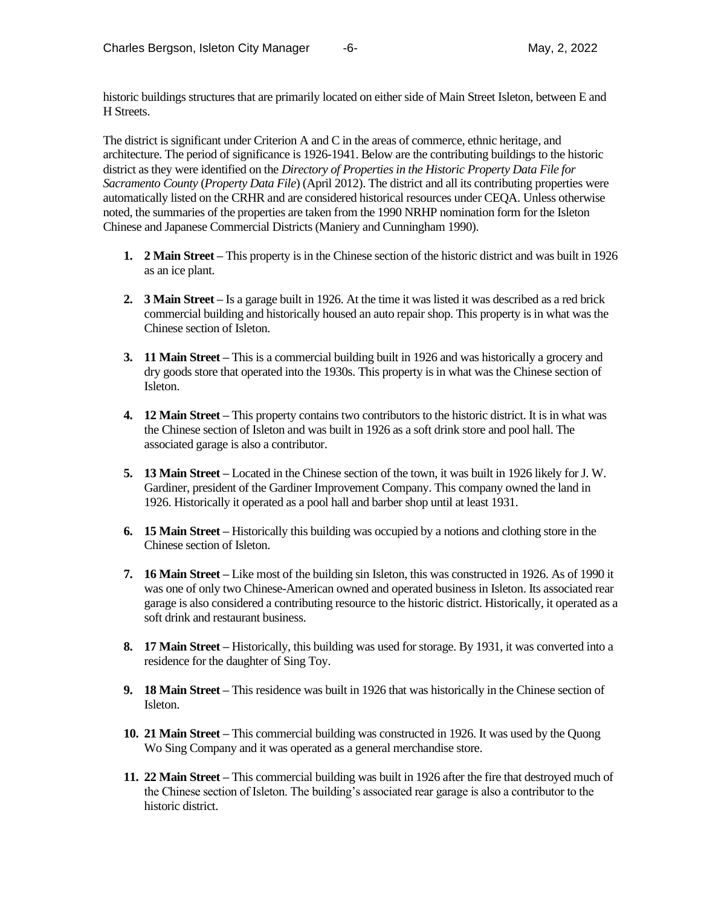historic buildings structures that are primarily located on either side of Main Street Isleton, between E and H Streets.

The district is significant under Criterion A and C in the areas of commerce, ethnic heritage, and architecture. The period of significance is 1926-1941. Below are the contributing buildings to the historic district as they were identified on the *Directory of Properties in the Historic Property Data File for Sacramento County* (*Property Data File*) (April 2012). The district and all its contributing properties were automatically listed on the CRHR and are considered historical resources under CEQA. Unless otherwise noted, the summaries of the properties are taken from the 1990 NRHP nomination form for the Isleton Chinese and Japanese Commercial Districts (Maniery and Cunningham 1990).

1. **2 Main Street** – This property is in the Chinese section of the historic district and was built in 1926 as an ice plant.

2. **3 Main Street** – Is a garage built in 1926. At the time it was listed it was described as a red brick commercial building and historically housed an auto repair shop. This property is in what was the Chinese section of Isleton.

3. **11 Main Street** – This is a commercial building built in 1926 and was historically a grocery and dry goods store that operated into the 1930s. This property is in what was the Chinese section of Isleton.

4. **12 Main Street** – This property contains two contributors to the historic district. It is in what was the Chinese section of Isleton and was built in 1926 as a soft drink store and pool hall. The associated garage is also a contributor.

5. **13 Main Street** – Located in the Chinese section of the town, it was built in 1926 likely for J. W. Gardiner, president of the Gardiner Improvement Company. This company owned the land in 1926. Historically it operated as a pool hall and barber shop until at least 1931.

6. **15 Main Street** – Historically this building was occupied by a notions and clothing store in the Chinese section of Isleton.

7. **16 Main Street** – Like most of the building sin Isleton, this was constructed in 1926. As of 1990 it was one of only two Chinese-American owned and operated business in Isleton. Its associated rear garage is also considered a contributing resource to the historic district. Historically, it operated as a soft drink and restaurant business.

8. **17 Main Street** – Historically, this building was used for storage. By 1931, it was converted into a residence for the daughter of Sing Toy.

9. **18 Main Street** – This residence was built in 1926 that was historically in the Chinese section of Isleton.

10. **21 Main Street** – This commercial building was constructed in 1926. It was used by the Quong Wo Sing Company and it was operated as a general merchandise store.

11. **22 Main Street** – This commercial building was built in 1926 after the fire that destroyed much of the Chinese section of Isleton. The building's associated rear garage is also a contributor to the historic district.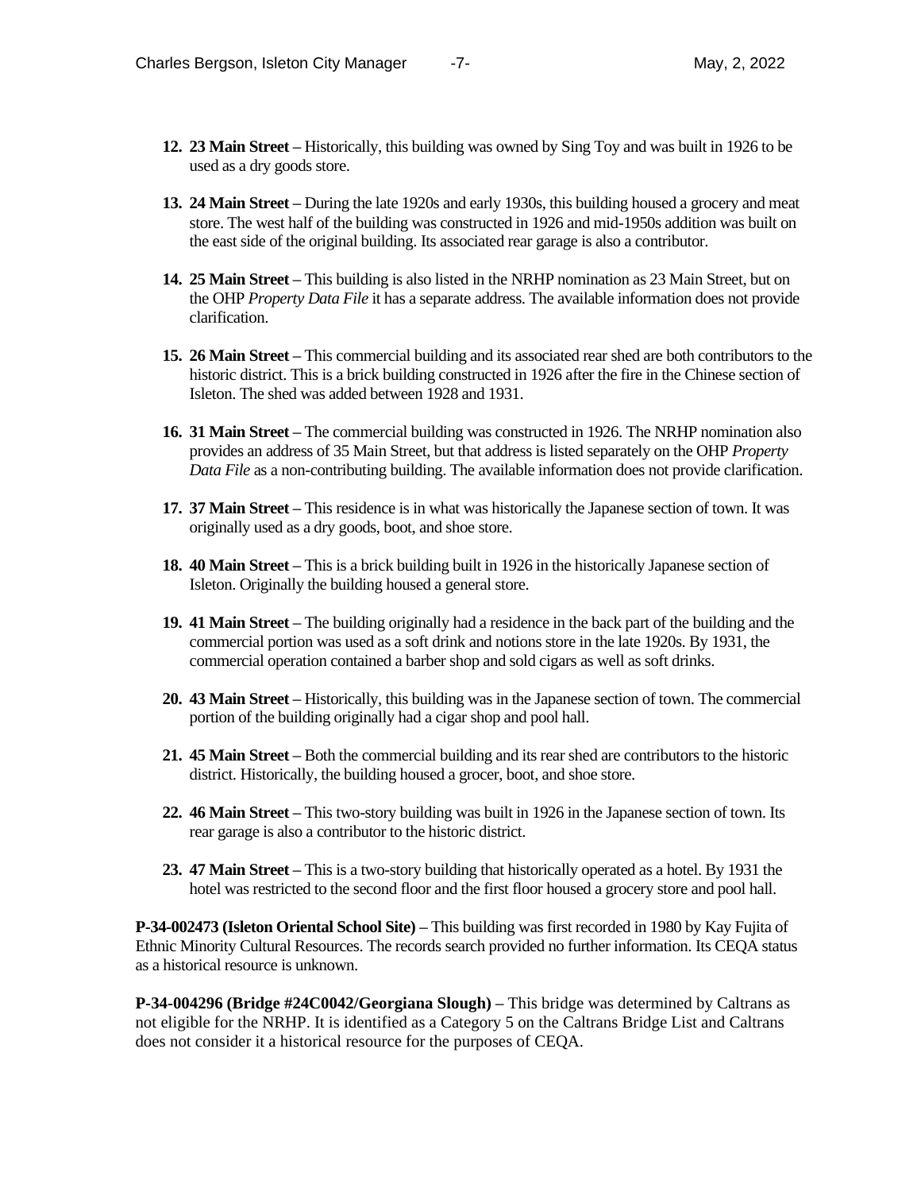12. **23 Main Street** – Historically, this building was owned by Sing Toy and was built in 1926 to be used as a dry goods store.

13. **24 Main Street** – During the late 1920s and early 1930s, this building housed a grocery and meat store. The west half of the building was constructed in 1926 and mid-1950s addition was built on the east side of the original building. Its associated rear garage is also a contributor.

14. **25 Main Street** – This building is also listed in the NRHP nomination as 23 Main Street, but on the OHP *Property Data File* it has a separate address. The available information does not provide clarification.

15. **26 Main Street** – This commercial building and its associated rear shed are both contributors to the historic district. This is a brick building constructed in 1926 after the fire in the Chinese section of Isleton. The shed was added between 1928 and 1931.

16. **31 Main Street** – The commercial building was constructed in 1926. The NRHP nomination also provides an address of 35 Main Street, but that address is listed separately on the OHP *Property Data File* as a non-contributing building. The available information does not provide clarification.

17. **37 Main Street** – This residence is in what was historically the Japanese section of town. It was originally used as a dry goods, boot, and shoe store.

18. **40 Main Street** – This is a brick building built in 1926 in the historically Japanese section of Isleton. Originally the building housed a general store.

19. **41 Main Street** – The building originally had a residence in the back part of the building and the commercial portion was used as a soft drink and notions store in the late 1920s. By 1931, the commercial operation contained a barber shop and sold cigars as well as soft drinks.

20. **43 Main Street** – Historically, this building was in the Japanese section of town. The commercial portion of the building originally had a cigar shop and pool hall.

21. **45 Main Street** – Both the commercial building and its rear shed are contributors to the historic district. Historically, the building housed a grocer, boot, and shoe store.

22. **46 Main Street** – This two-story building was built in 1926 in the Japanese section of town. Its rear garage is also a contributor to the historic district.

23. **47 Main Street** – This is a two-story building that historically operated as a hotel. By 1931 the hotel was restricted to the second floor and the first floor housed a grocery store and pool hall.

**P-34-002473 (Isleton Oriental School Site)** – This building was first recorded in 1980 by Kay Fujita of Ethnic Minority Cultural Resources. The records search provided no further information. Its CEQA status as a historical resource is unknown.

**P-34-004296 (Bridge #24C0042/Georgiana Slough)** – This bridge was determined by Caltrans as not eligible for the NRHP. It is identified as a Category 5 on the Caltrans Bridge List and Caltrans does not consider it a historical resource for the purposes of CEQA.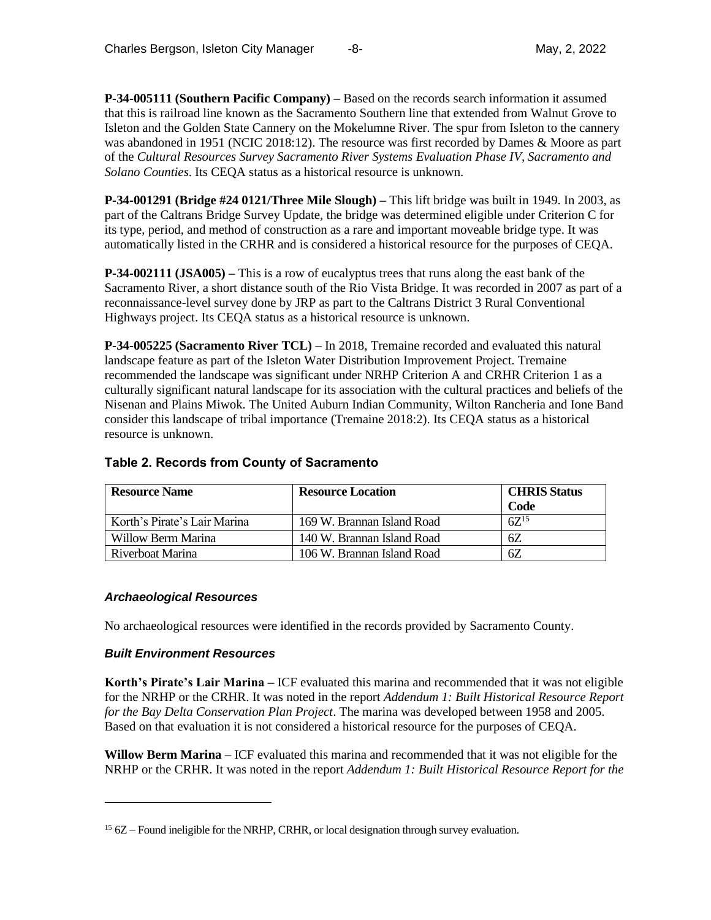**P-34-005111 (Southern Pacific Company) –** Based on the records search information it assumed that this is railroad line known as the Sacramento Southern line that extended from Walnut Grove to Isleton and the Golden State Cannery on the Mokelumne River. The spur from Isleton to the cannery was abandoned in 1951 (NCIC 2018:12). The resource was first recorded by Dames & Moore as part of the *Cultural Resources Survey Sacramento River Systems Evaluation Phase IV, Sacramento and Solano Counties*. Its CEQA status as a historical resource is unknown.

**P-34-001291 (Bridge #24 0121/Three Mile Slough) –** This lift bridge was built in 1949. In 2003, as part of the Caltrans Bridge Survey Update, the bridge was determined eligible under Criterion C for its type, period, and method of construction as a rare and important moveable bridge type. It was automatically listed in the CRHR and is considered a historical resource for the purposes of CEQA.

**P-34-002111 (JSA005) –** This is a row of eucalyptus trees that runs along the east bank of the Sacramento River, a short distance south of the Rio Vista Bridge. It was recorded in 2007 as part of a reconnaissance-level survey done by JRP as part to the Caltrans District 3 Rural Conventional Highways project. Its CEQA status as a historical resource is unknown.

**P-34-005225 (Sacramento River TCL) –** In 2018, Tremaine recorded and evaluated this natural landscape feature as part of the Isleton Water Distribution Improvement Project. Tremaine recommended the landscape was significant under NRHP Criterion A and CRHR Criterion 1 as a culturally significant natural landscape for its association with the cultural practices and beliefs of the Nisenan and Plains Miwok. The United Auburn Indian Community, Wilton Rancheria and Ione Band consider this landscape of tribal importance (Tremaine 2018:2). Its CEQA status as a historical resource is unknown.

### Table 2. Records from County of Sacramento

| Resource Name | Resource Location | CHRIS Status Code |
|---|---|---|
| Korth's Pirate's Lair Marina | 169 W. Brannan Island Road | 6Z[15] |
| Willow Berm Marina | 140 W. Brannan Island Road | 6Z |
| Riverboat Marina | 106 W. Brannan Island Road | 6Z |

#### *Archaeological Resources*

No archaeological resources were identified in the records provided by Sacramento County.

#### *Built Environment Resources*

**Korth's Pirate's Lair Marina –** ICF evaluated this marina and recommended that it was not eligible for the NRHP or the CRHR. It was noted in the report *Addendum 1: Built Historical Resource Report for the Bay Delta Conservation Plan Project*. The marina was developed between 1958 and 2005. Based on that evaluation it is not considered a historical resource for the purposes of CEQA.

**Willow Berm Marina –** ICF evaluated this marina and recommended that it was not eligible for the NRHP or the CRHR. It was noted in the report *Addendum 1: Built Historical Resource Report for the*

---

[15] 6Z – Found ineligible for the NRHP, CRHR, or local designation through survey evaluation.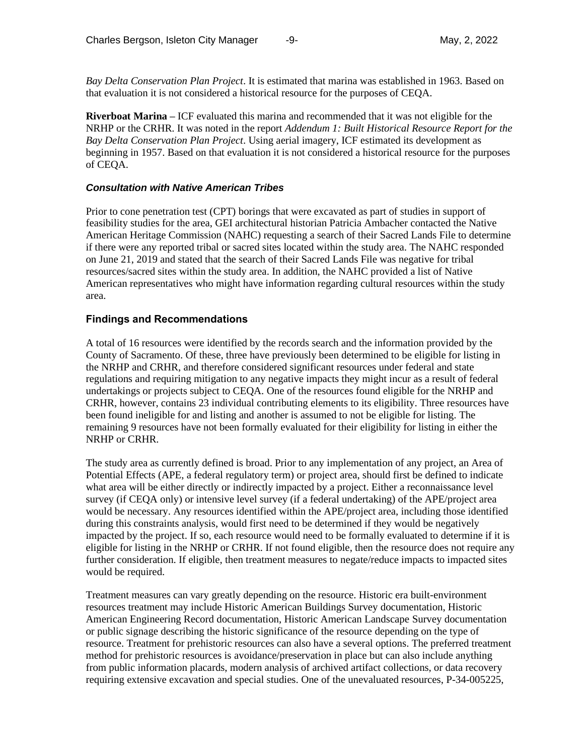*Bay Delta Conservation Plan Project*. It is estimated that marina was established in 1963. Based on that evaluation it is not considered a historical resource for the purposes of CEQA.

**Riverboat Marina** – ICF evaluated this marina and recommended that it was not eligible for the NRHP or the CRHR. It was noted in the report *Addendum 1: Built Historical Resource Report for the Bay Delta Conservation Plan Project*. Using aerial imagery, ICF estimated its development as beginning in 1957. Based on that evaluation it is not considered a historical resource for the purposes of CEQA.

#### *Consultation with Native American Tribes*

Prior to cone penetration test (CPT) borings that were excavated as part of studies in support of feasibility studies for the area, GEI architectural historian Patricia Ambacher contacted the Native American Heritage Commission (NAHC) requesting a search of their Sacred Lands File to determine if there were any reported tribal or sacred sites located within the study area. The NAHC responded on June 21, 2019 and stated that the search of their Sacred Lands File was negative for tribal resources/sacred sites within the study area. In addition, the NAHC provided a list of Native American representatives who might have information regarding cultural resources within the study area.

### Findings and Recommendations

A total of 16 resources were identified by the records search and the information provided by the County of Sacramento. Of these, three have previously been determined to be eligible for listing in the NRHP and CRHR, and therefore considered significant resources under federal and state regulations and requiring mitigation to any negative impacts they might incur as a result of federal undertakings or projects subject to CEQA. One of the resources found eligible for the NRHP and CRHR, however, contains 23 individual contributing elements to its eligibility. Three resources have been found ineligible for and listing and another is assumed to not be eligible for listing. The remaining 9 resources have not been formally evaluated for their eligibility for listing in either the NRHP or CRHR.

The study area as currently defined is broad. Prior to any implementation of any project, an Area of Potential Effects (APE, a federal regulatory term) or project area, should first be defined to indicate what area will be either directly or indirectly impacted by a project. Either a reconnaissance level survey (if CEQA only) or intensive level survey (if a federal undertaking) of the APE/project area would be necessary. Any resources identified within the APE/project area, including those identified during this constraints analysis, would first need to be determined if they would be negatively impacted by the project. If so, each resource would need to be formally evaluated to determine if it is eligible for listing in the NRHP or CRHR. If not found eligible, then the resource does not require any further consideration. If eligible, then treatment measures to negate/reduce impacts to impacted sites would be required.

Treatment measures can vary greatly depending on the resource. Historic era built-environment resources treatment may include Historic American Buildings Survey documentation, Historic American Engineering Record documentation, Historic American Landscape Survey documentation or public signage describing the historic significance of the resource depending on the type of resource. Treatment for prehistoric resources can also have a several options. The preferred treatment method for prehistoric resources is avoidance/preservation in place but can also include anything from public information placards, modern analysis of archived artifact collections, or data recovery requiring extensive excavation and special studies. One of the unevaluated resources, P-34-005225,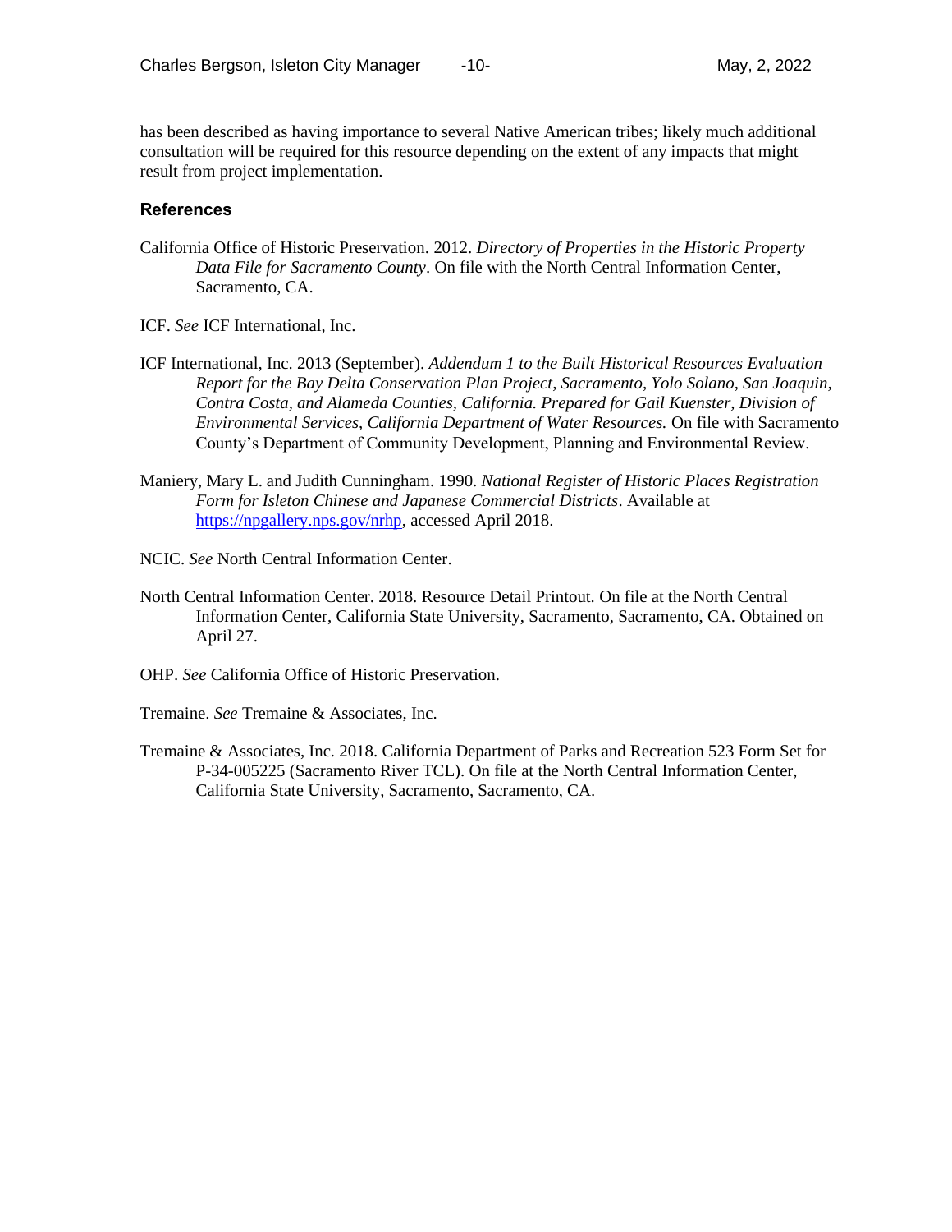has been described as having importance to several Native American tribes; likely much additional consultation will be required for this resource depending on the extent of any impacts that might result from project implementation.

## References

California Office of Historic Preservation. 2012. *Directory of Properties in the Historic Property Data File for Sacramento County*. On file with the North Central Information Center, Sacramento, CA.

ICF. *See* ICF International, Inc.

ICF International, Inc. 2013 (September). *Addendum 1 to the Built Historical Resources Evaluation Report for the Bay Delta Conservation Plan Project, Sacramento, Yolo Solano, San Joaquin, Contra Costa, and Alameda Counties, California. Prepared for Gail Kuenster, Division of Environmental Services, California Department of Water Resources.* On file with Sacramento County's Department of Community Development, Planning and Environmental Review.

Maniery, Mary L. and Judith Cunningham. 1990. *National Register of Historic Places Registration Form for Isleton Chinese and Japanese Commercial Districts*. Available at https://npgallery.nps.gov/nrhp, accessed April 2018.

NCIC. *See* North Central Information Center.

North Central Information Center. 2018. Resource Detail Printout. On file at the North Central Information Center, California State University, Sacramento, Sacramento, CA. Obtained on April 27.

OHP. *See* California Office of Historic Preservation.

Tremaine. *See* Tremaine & Associates, Inc.

Tremaine & Associates, Inc. 2018. California Department of Parks and Recreation 523 Form Set for P-34-005225 (Sacramento River TCL). On file at the North Central Information Center, California State University, Sacramento, Sacramento, CA.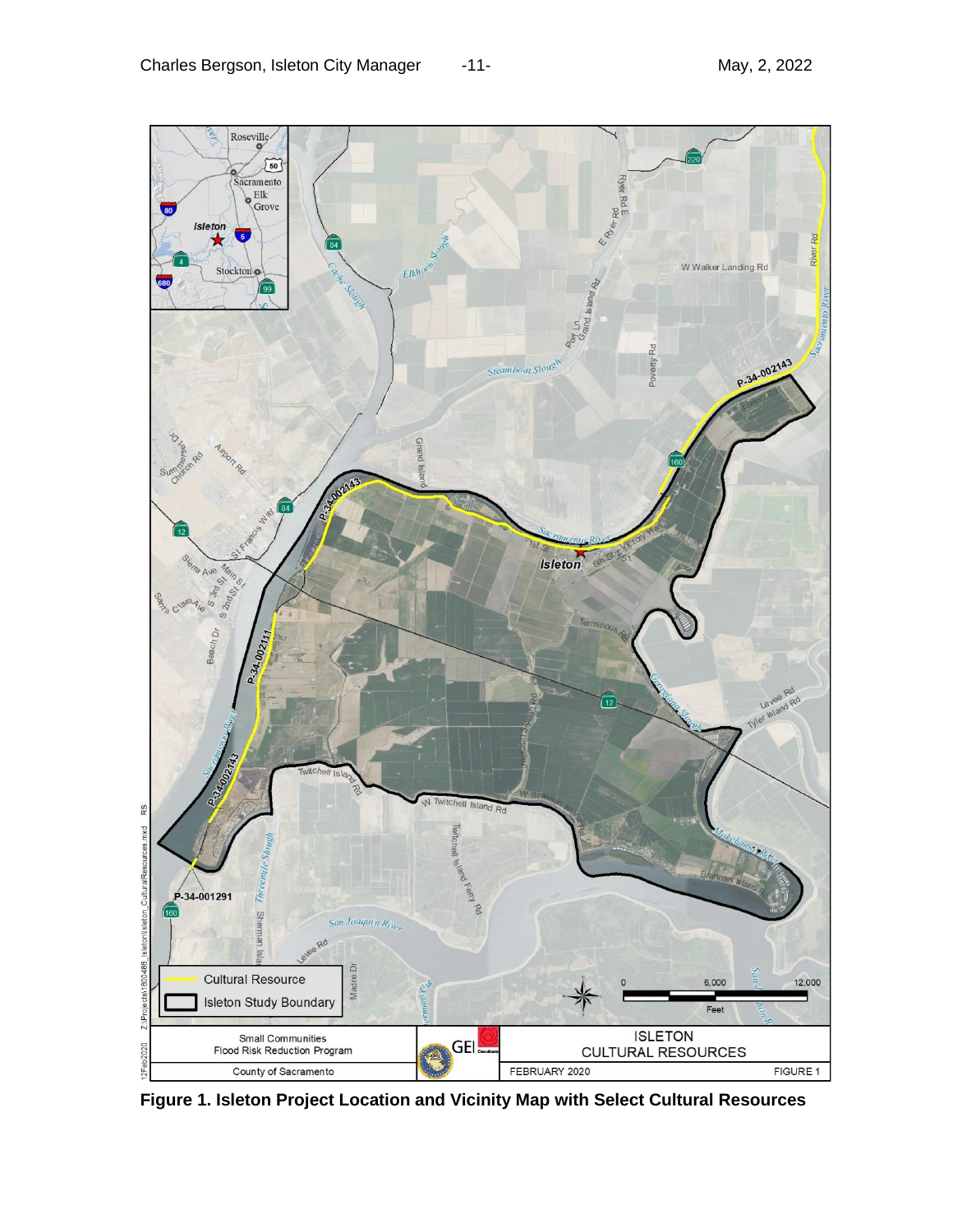**Figure 1. Isleton Project Location and Vicinity Map with Select Cultural Resources**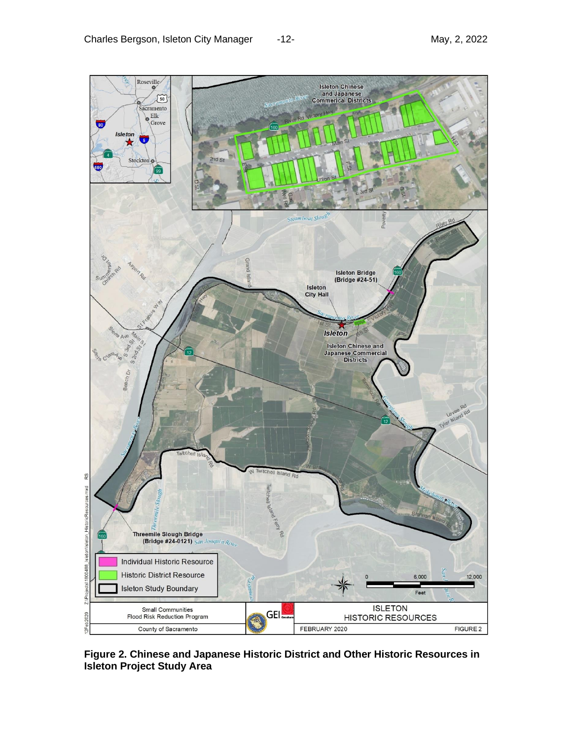**Figure 2. Chinese and Japanese Historic District and Other Historic Resources in Isleton Project Study Area**